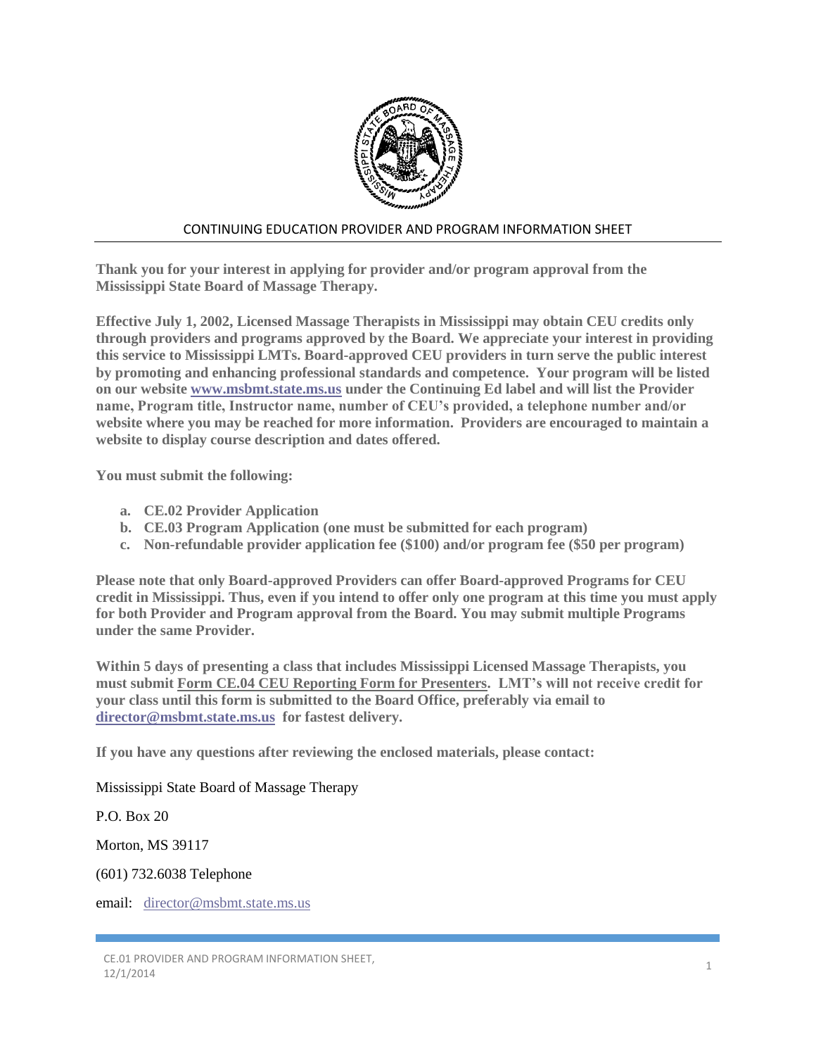# CONTINUING EDUCATION PROVIDER AND PROGRAM INFORMATION SHEET

**Thank you for your interest in applying for provider and/or program approval from the Mississippi State Board of Massage Therapy.**

**Effective July 1, 2002, Licensed Massage Therapists in Mississippi may obtain CEU credits only through providers and programs approved by the Board. We appreciate your interest in providing this service to Mississippi LMTs. Board-approved CEU providers in turn serve the public interest by promoting and enhancing professional standards and competence. Your program will be listed on our website www.msbmt.state.ms.us under the Continuing Ed label and will list the Provider name, Program title, Instructor name, number of CEU's provided, a telephone number and/or website where you may be reached for more information. Providers are encouraged to maintain a website to display course description and dates offered.**

**You must submit the following:**

a. **CE.02 Provider Application**
b. **CE.03 Program Application (one must be submitted for each program)**
c. **Non-refundable provider application fee ($100) and/or program fee ($50 per program)**

**Please note that only Board-approved Providers can offer Board-approved Programs for CEU credit in Mississippi. Thus, even if you intend to offer only one program at this time you must apply for both Provider and Program approval from the Board. You may submit multiple Programs under the same Provider.**

**Within 5 days of presenting a class that includes Mississippi Licensed Massage Therapists, you must submit Form CE.04 CEU Reporting Form for Presenters. LMT's will not receive credit for your class until this form is submitted to the Board Office, preferably via email to director@msbmt.state.ms.us for fastest delivery.**

**If you have any questions after reviewing the enclosed materials, please contact:**

Mississippi State Board of Massage Therapy

P.O. Box 20

Morton, MS 39117

(601) 732.6038 Telephone

email: director@msbmt.state.ms.us

CE.01 PROVIDER AND PROGRAM INFORMATION SHEET, 12/1/2014